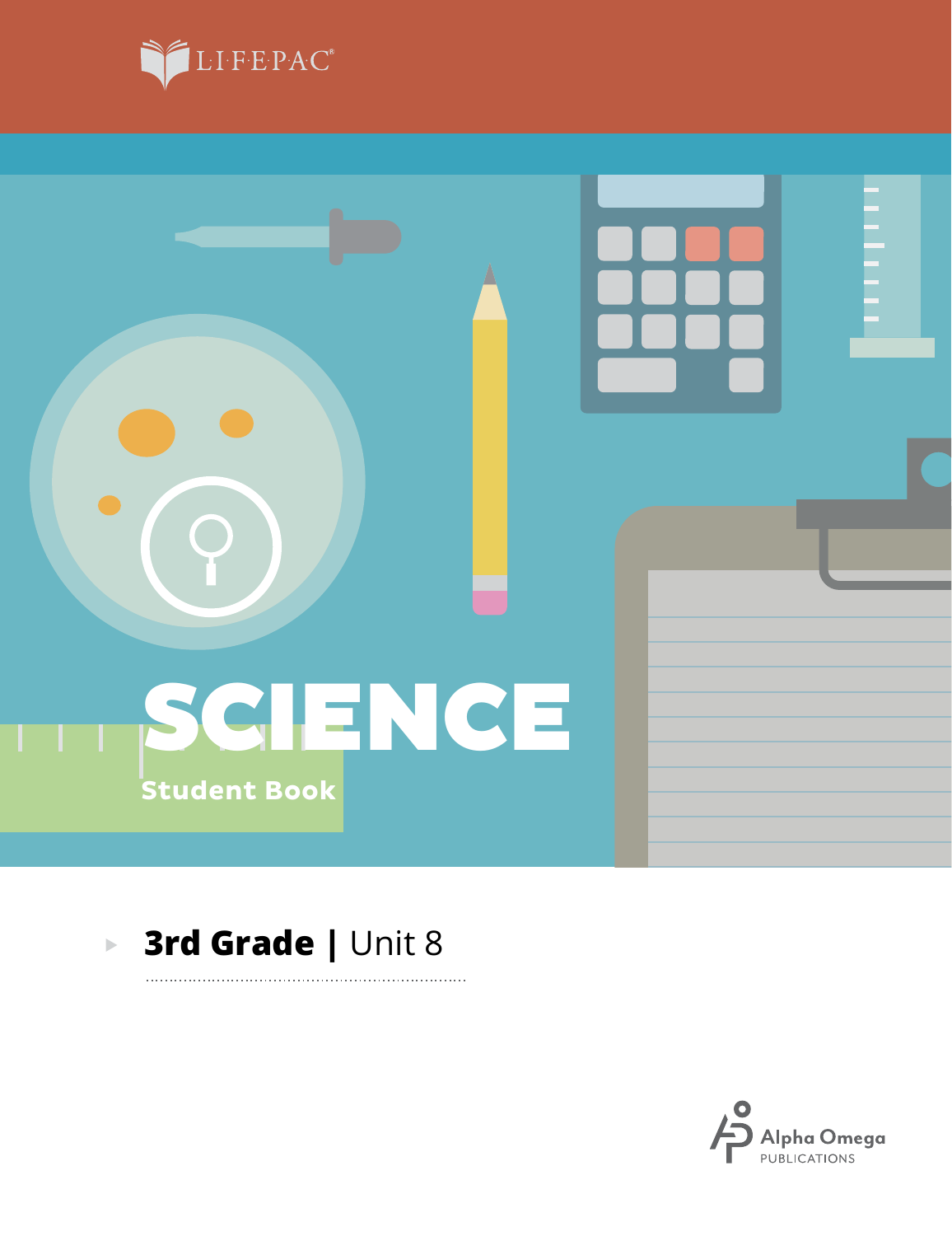LIFEPAC®

# SCIENCE

Student Book

**3rd Grade** | Unit 8

Alpha Omega PUBLICATIONS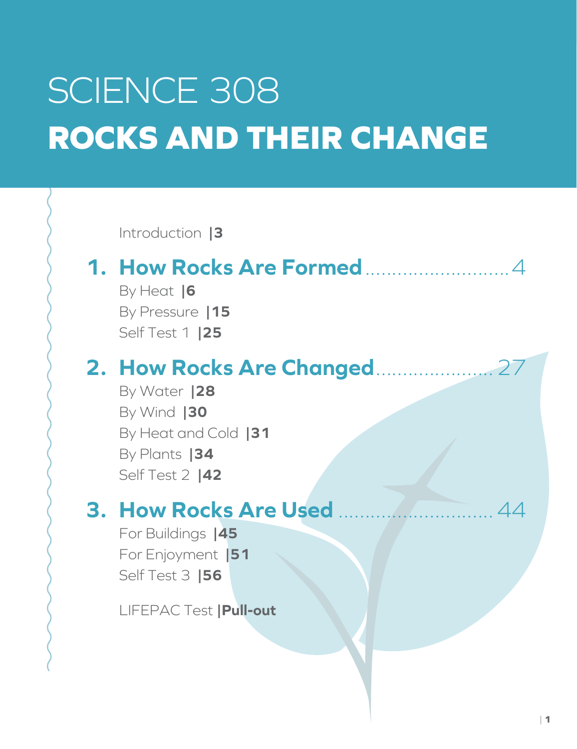# SCIENCE 308

# ROCKS AND THEIR CHANGE

Introduction |3

## 1. How Rocks Are Formed .......... 4

By Heat |6

By Pressure |15

Self Test 1 |25

## 2. How Rocks Are Changed .......... 27

By Water |28

By Wind |30

By Heat and Cold |31

By Plants |34

Self Test 2 |42

## 3. How Rocks Are Used .......... 44

For Buildings |45

For Enjoyment |51

Self Test 3 |56

LIFEPAC Test |Pull-out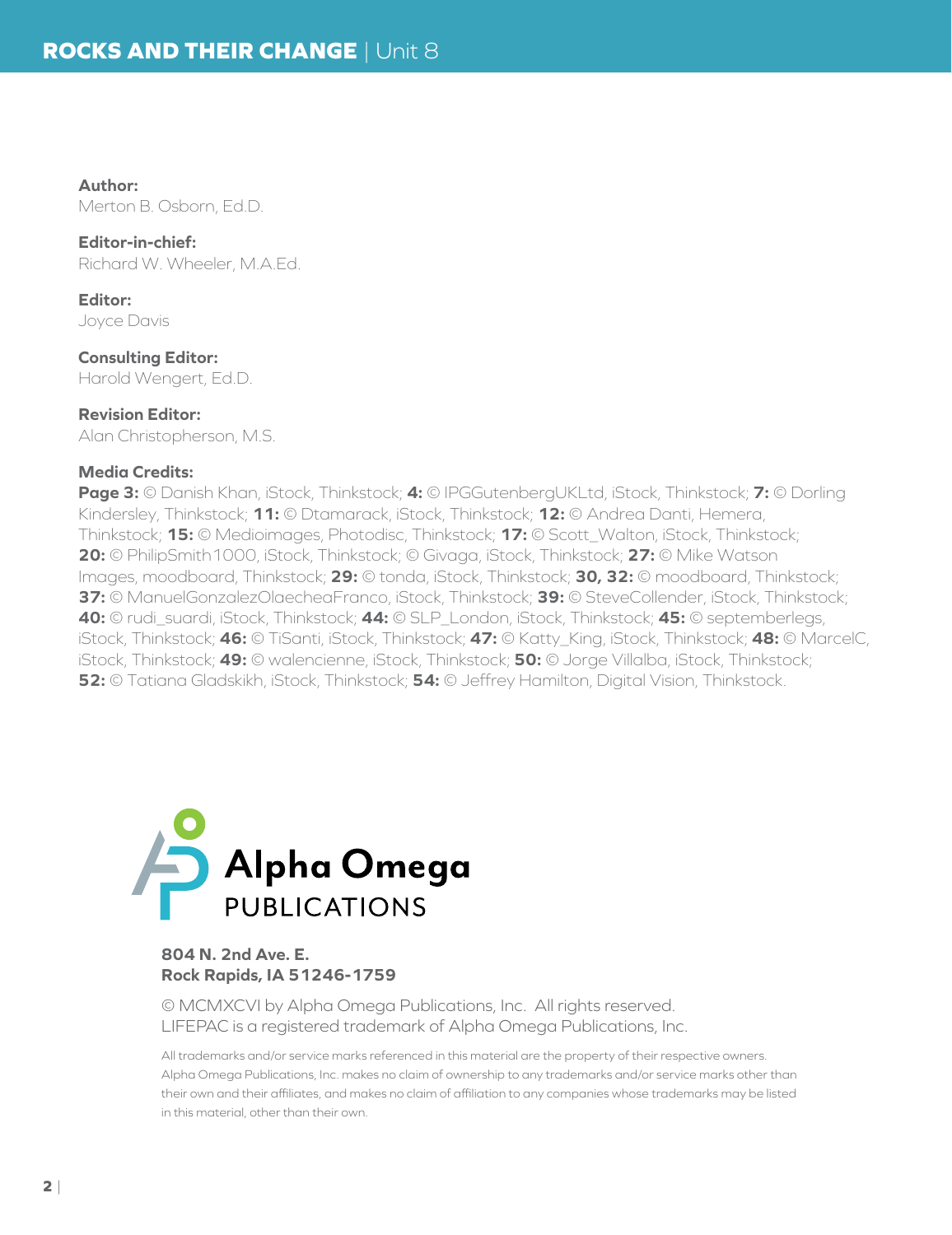**Author:**
Merton B. Osborn, Ed.D.

**Editor-in-chief:**
Richard W. Wheeler, M.A.Ed.

**Editor:**
Joyce Davis

**Consulting Editor:**
Harold Wengert, Ed.D.

**Revision Editor:**
Alan Christopherson, M.S.

**Media Credits:**
**Page 3:** © Danish Khan, iStock, Thinkstock; **4:** © IPGGutenbergUKLtd, iStock, Thinkstock; **7:** © Dorling Kindersley, Thinkstock; **11:** © Dtamarack, iStock, Thinkstock; **12:** © Andrea Danti, Hemera, Thinkstock; **15:** © Medioimages, Photodisc, Thinkstock; **17:** © Scott_Walton, iStock, Thinkstock; **20:** © PhilipSmith1000, iStock, Thinkstock; © Givaga, iStock, Thinkstock; **27:** © Mike Watson Images, moodboard, Thinkstock; **29:** © tonda, iStock, Thinkstock; **30, 32:** © moodboard, Thinkstock; **37:** © ManuelGonzalezOlaecheaFranco, iStock, Thinkstock; **39:** © SteveCollender, iStock, Thinkstock; **40:** © rudi_suardi, iStock, Thinkstock; **44:** © SLP_London, iStock, Thinkstock; **45:** © septemberlegs, iStock, Thinkstock; **46:** © TiSanti, iStock, Thinkstock; **47:** © Katty_King, iStock, Thinkstock; **48:** © MarcelC, iStock, Thinkstock; **49:** © walencienne, iStock, Thinkstock; **50:** © Jorge Villalba, iStock, Thinkstock; **52:** © Tatiana Gladskikh, iStock, Thinkstock; **54:** © Jeffrey Hamilton, Digital Vision, Thinkstock.

Alpha Omega
PUBLICATIONS

**804 N. 2nd Ave. E.**
**Rock Rapids, IA 51246-1759**

© MCMXCVI by Alpha Omega Publications, Inc. All rights reserved.
LIFEPAC is a registered trademark of Alpha Omega Publications, Inc.

All trademarks and/or service marks referenced in this material are the property of their respective owners. Alpha Omega Publications, Inc. makes no claim of ownership to any trademarks and/or service marks other than their own and their affiliates, and makes no claim of affiliation to any companies whose trademarks may be listed in this material, other than their own.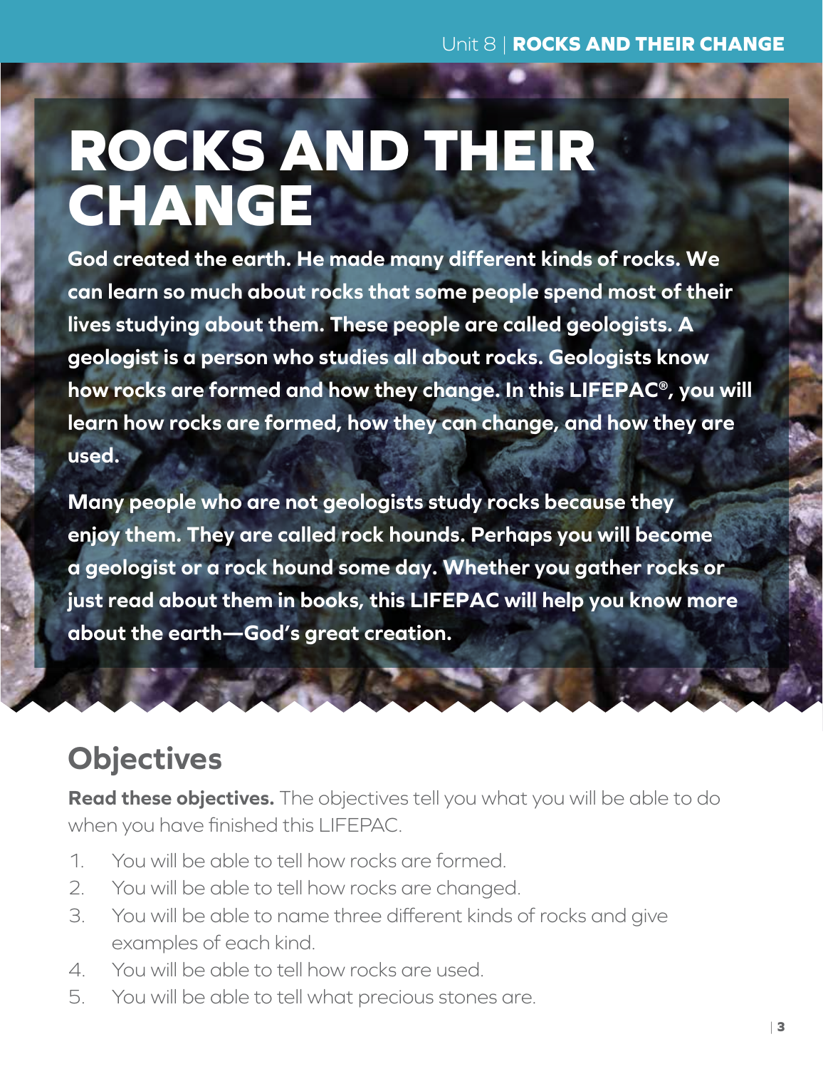# ROCKS AND THEIR CHANGE

**God created the earth. He made many different kinds of rocks. We can learn so much about rocks that some people spend most of their lives studying about them. These people are called geologists. A geologist is a person who studies all about rocks. Geologists know how rocks are formed and how they change. In this LIFEPAC®, you will learn how rocks are formed, how they can change, and how they are used.**

**Many people who are not geologists study rocks because they enjoy them. They are called rock hounds. Perhaps you will become a geologist or a rock hound some day. Whether you gather rocks or just read about them in books, this LIFEPAC will help you know more about the earth—God's great creation.**

## Objectives

**Read these objectives.** The objectives tell you what you will be able to do when you have finished this LIFEPAC.

1. You will be able to tell how rocks are formed.
2. You will be able to tell how rocks are changed.
3. You will be able to name three different kinds of rocks and give examples of each kind.
4. You will be able to tell how rocks are used.
5. You will be able to tell what precious stones are.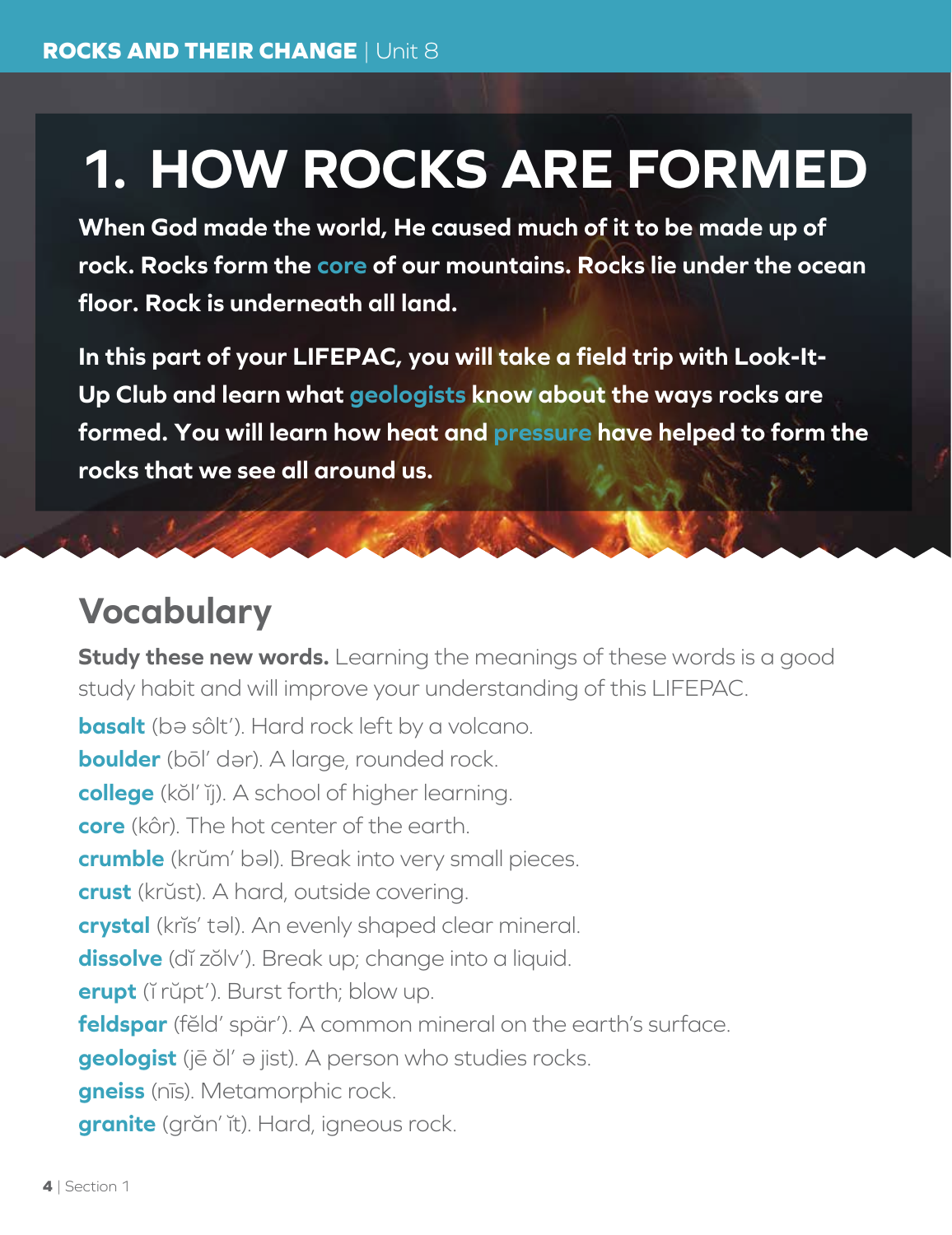# 1. HOW ROCKS ARE FORMED

**When God made the world, He caused much of it to be made up of rock. Rocks form the core of our mountains. Rocks lie under the ocean floor. Rock is underneath all land.**

**In this part of your LIFEPAC, you will take a field trip with Look-It-Up Club and learn what geologists know about the ways rocks are formed. You will learn how heat and pressure have helped to form the rocks that we see all around us.**

## Vocabulary

**Study these new words.** Learning the meanings of these words is a good study habit and will improve your understanding of this LIFEPAC.

**basalt** (bə sôlt′). Hard rock left by a volcano.
**boulder** (bōl′ dər). A large, rounded rock.
**college** (kŏl′ ĭj). A school of higher learning.
**core** (kôr). The hot center of the earth.
**crumble** (krŭm′ bəl). Break into very small pieces.
**crust** (krŭst). A hard, outside covering.
**crystal** (krĭs′ təl). An evenly shaped clear mineral.
**dissolve** (dĭ zŏlv′). Break up; change into a liquid.
**erupt** (ĭ rŭpt′). Burst forth; blow up.
**feldspar** (fĕld′ spär′). A common mineral on the earth's surface.
**geologist** (jē ŏl′ ə jist). A person who studies rocks.
**gneiss** (nīs). Metamorphic rock.
**granite** (grăn′ ĭt). Hard, igneous rock.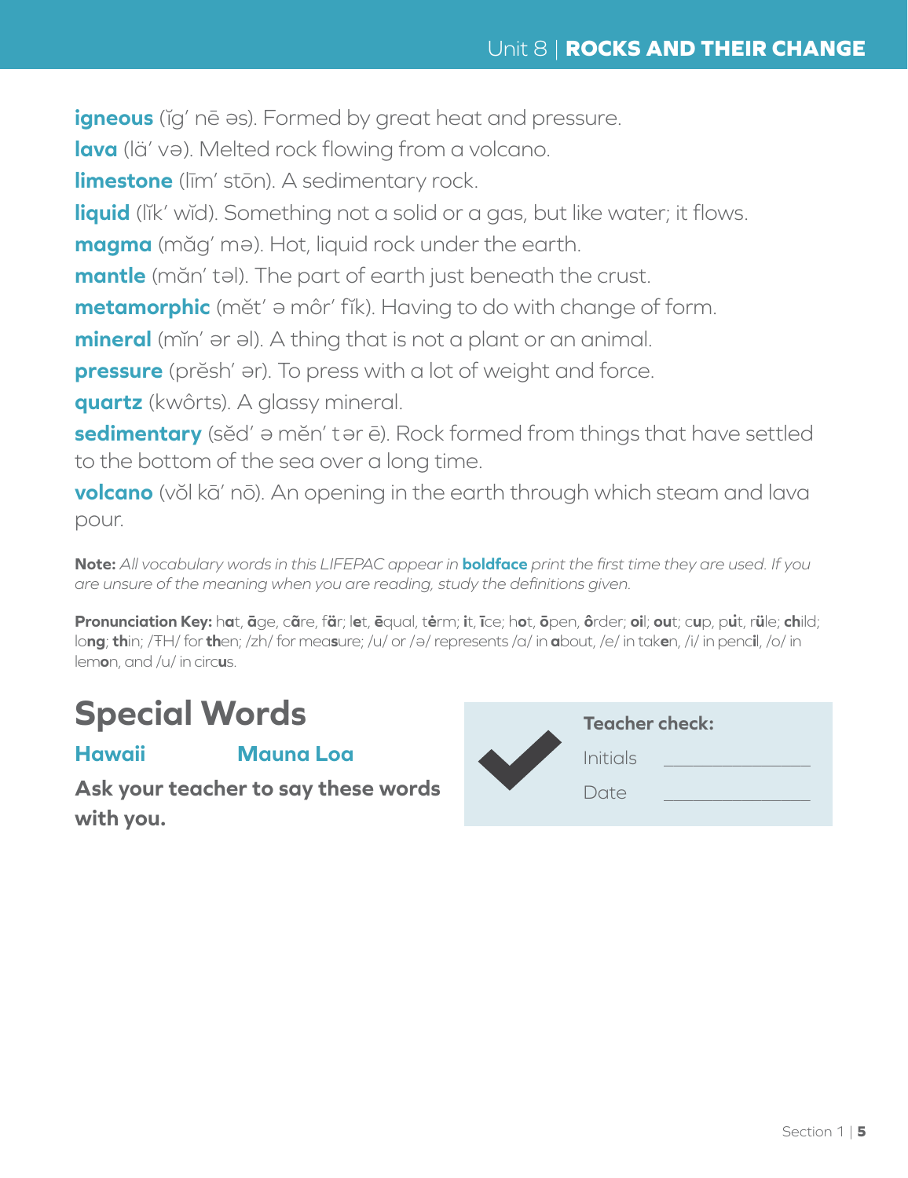**igneous** (ĭg′ nē əs). Formed by great heat and pressure.

**lava** (lä′ və). Melted rock flowing from a volcano.

**limestone** (līm′ stōn). A sedimentary rock.

**liquid** (lĭk′ wĭd). Something not a solid or a gas, but like water; it flows.

**magma** (măg′ mə). Hot, liquid rock under the earth.

**mantle** (măn′ təl). The part of earth just beneath the crust.

**metamorphic** (mĕt′ ə môr′ fĭk). Having to do with change of form.

**mineral** (mĭn′ ər əl). A thing that is not a plant or an animal.

**pressure** (prĕsh′ ər). To press with a lot of weight and force.

**quartz** (kwôrts). A glassy mineral.

**sedimentary** (sĕd′ ə mĕn′ tər ē). Rock formed from things that have settled to the bottom of the sea over a long time.

**volcano** (vŏl kā′ nō). An opening in the earth through which steam and lava pour.

**Note:** *All vocabulary words in this LIFEPAC appear in* **boldface** *print the first time they are used. If you are unsure of the meaning when you are reading, study the definitions given.*

**Pronunciation Key:** h**a**t, **ā**ge, c**ã**re, f**ä**r; l**e**t, **ē**qual, t**ė**rm; **i**t, **ī**ce; h**o**t, **ō**pen, **ô**rder; **oi**l; **ou**t; c**u**p, p**u̇**t, r**ü**le; **ch**ild; lo**ng**; **th**in; /ŦH/ for **th**en; /zh/ for mea**s**ure; /u/ or /ə/ represents /a/ in **a**bout, /e/ in tak**e**n, /i/ in penc**i**l, /o/ in lem**o**n, and /u/ in circ**u**s.

## Special Words

**Hawaii** **Mauna Loa**

**Ask your teacher to say these words with you.**

**Teacher check:**

Initials ______________

Date ______________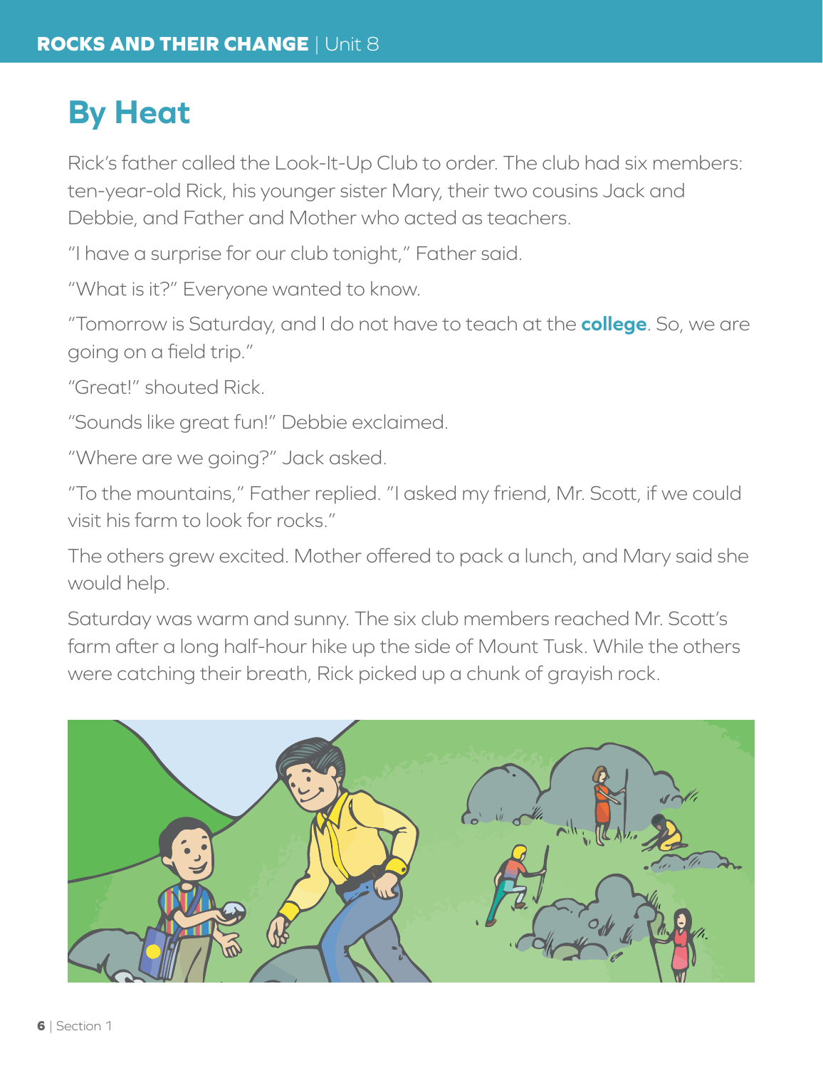# By Heat

Rick's father called the Look-It-Up Club to order. The club had six members: ten-year-old Rick, his younger sister Mary, their two cousins Jack and Debbie, and Father and Mother who acted as teachers.

"I have a surprise for our club tonight," Father said.

"What is it?" Everyone wanted to know.

"Tomorrow is Saturday, and I do not have to teach at the **college**. So, we are going on a field trip."

"Great!" shouted Rick.

"Sounds like great fun!" Debbie exclaimed.

"Where are we going?" Jack asked.

"To the mountains," Father replied. "I asked my friend, Mr. Scott, if we could visit his farm to look for rocks."

The others grew excited. Mother offered to pack a lunch, and Mary said she would help.

Saturday was warm and sunny. The six club members reached Mr. Scott's farm after a long half-hour hike up the side of Mount Tusk. While the others were catching their breath, Rick picked up a chunk of grayish rock.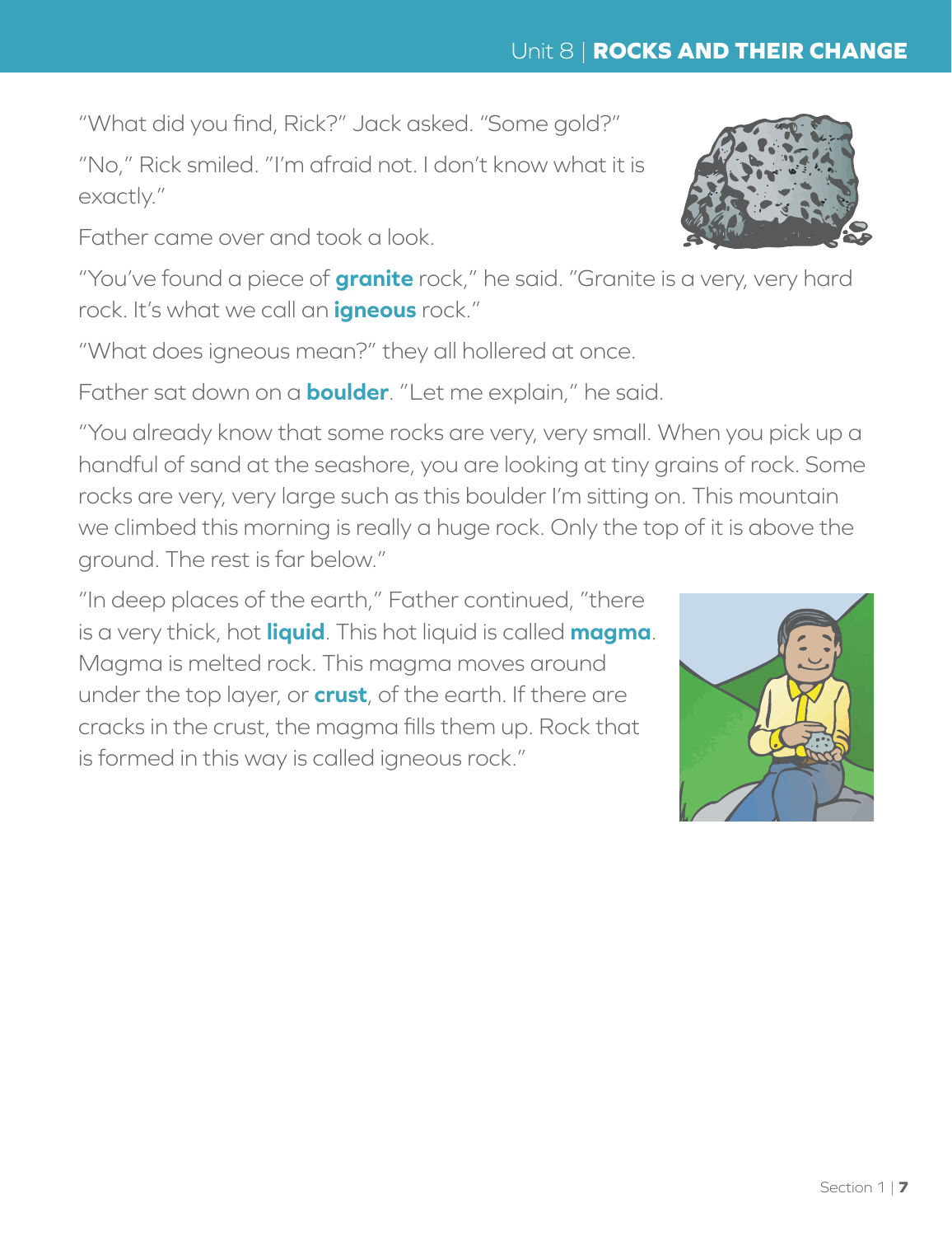"What did you find, Rick?" Jack asked. "Some gold?"

"No," Rick smiled. "I'm afraid not. I don't know what it is exactly."

Father came over and took a look.

"You've found a piece of **granite** rock," he said. "Granite is a very, very hard rock. It's what we call an **igneous** rock."

"What does igneous mean?" they all hollered at once.

Father sat down on a **boulder**. "Let me explain," he said.

"You already know that some rocks are very, very small. When you pick up a handful of sand at the seashore, you are looking at tiny grains of rock. Some rocks are very, very large such as this boulder I'm sitting on. This mountain we climbed this morning is really a huge rock. Only the top of it is above the ground. The rest is far below."

"In deep places of the earth," Father continued, "there is a very thick, hot **liquid**. This hot liquid is called **magma**. Magma is melted rock. This magma moves around under the top layer, or **crust**, of the earth. If there are cracks in the crust, the magma fills them up. Rock that is formed in this way is called igneous rock."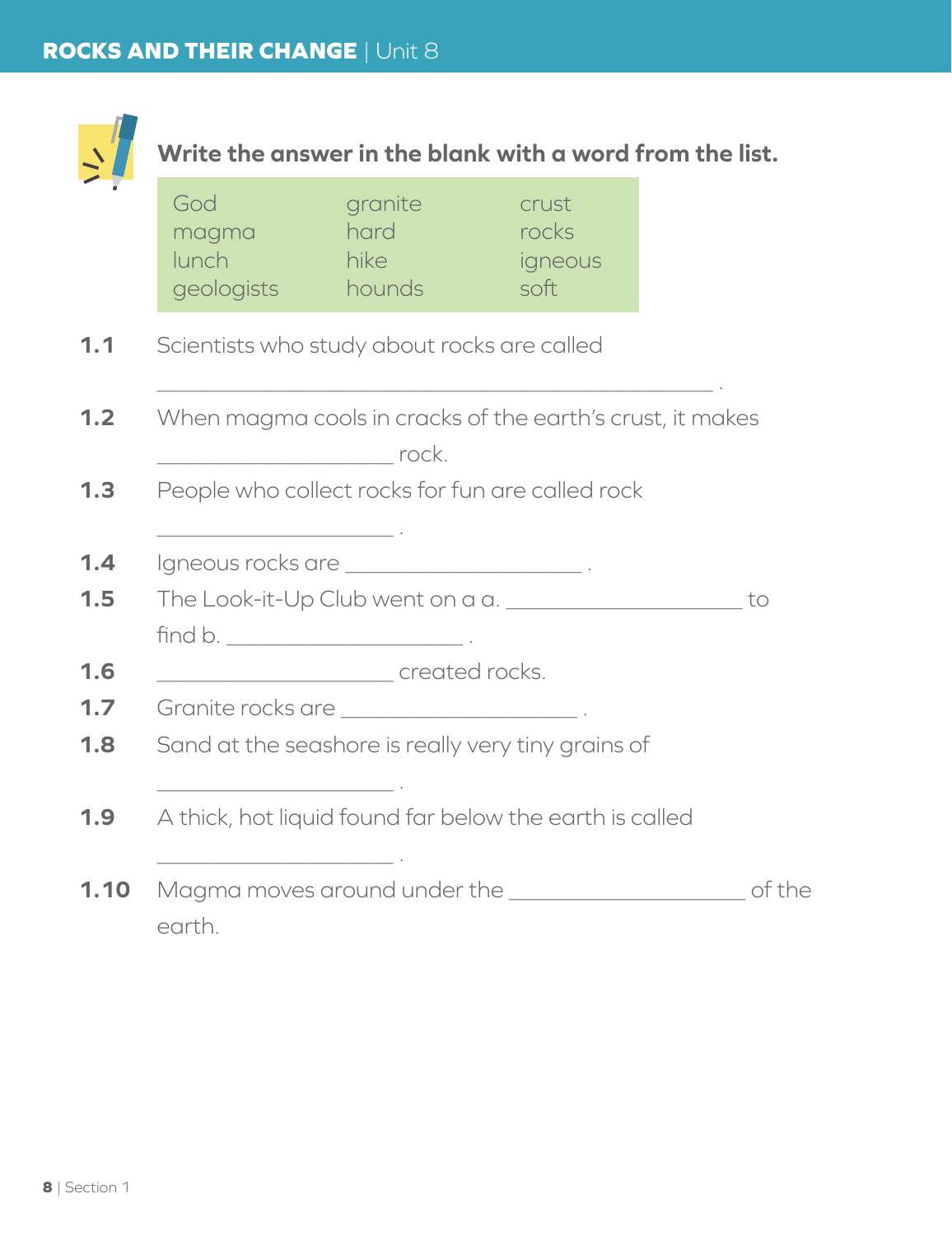**Write the answer in the blank with a word from the list.**

| | | |
|---|---|---|
| God | granite | crust |
| magma | hard | rocks |
| lunch | hike | igneous |
| geologists | hounds | soft |

**1.1** Scientists who study about rocks are called

_______________________________________________ .

**1.2** When magma cools in cracks of the earth's crust, it makes

____________________ rock.

**1.3** People who collect rocks for fun are called rock

____________________ .

**1.4** Igneous rocks are ____________________ .

**1.5** The Look-it-Up Club went on a a. ____________________ to find b. ____________________ .

**1.6** ____________________ created rocks.

**1.7** Granite rocks are ____________________ .

**1.8** Sand at the seashore is really very tiny grains of

____________________ .

**1.9** A thick, hot liquid found far below the earth is called

____________________ .

**1.10** Magma moves around under the ____________________ of the earth.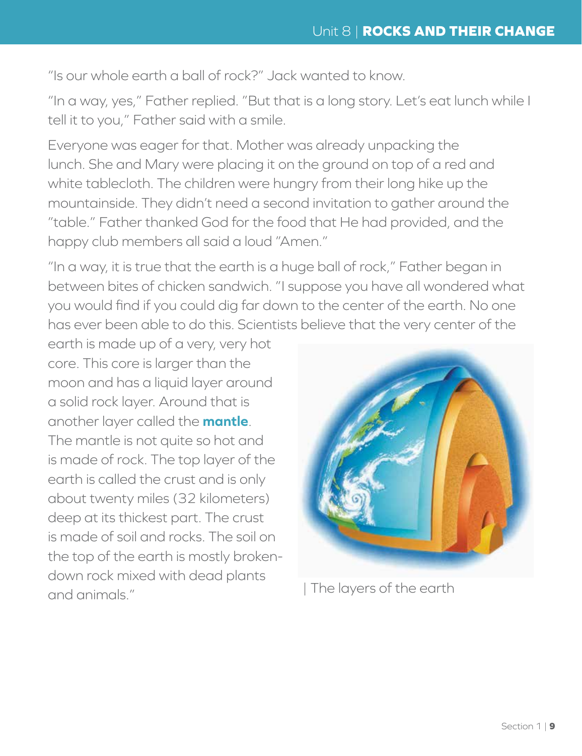"Is our whole earth a ball of rock?" Jack wanted to know.

"In a way, yes," Father replied. "But that is a long story. Let's eat lunch while I tell it to you," Father said with a smile.

Everyone was eager for that. Mother was already unpacking the lunch. She and Mary were placing it on the ground on top of a red and white tablecloth. The children were hungry from their long hike up the mountainside. They didn't need a second invitation to gather around the "table." Father thanked God for the food that He had provided, and the happy club members all said a loud "Amen."

"In a way, it is true that the earth is a huge ball of rock," Father began in between bites of chicken sandwich. "I suppose you have all wondered what you would find if you could dig far down to the center of the earth. No one has ever been able to do this. Scientists believe that the very center of the earth is made up of a very, very hot core. This core is larger than the moon and has a liquid layer around a solid rock layer. Around that is another layer called the **mantle**. The mantle is not quite so hot and is made of rock. The top layer of the earth is called the crust and is only about twenty miles (32 kilometers) deep at its thickest part. The crust is made of soil and rocks. The soil on the top of the earth is mostly broken-down rock mixed with dead plants and animals."

| The layers of the earth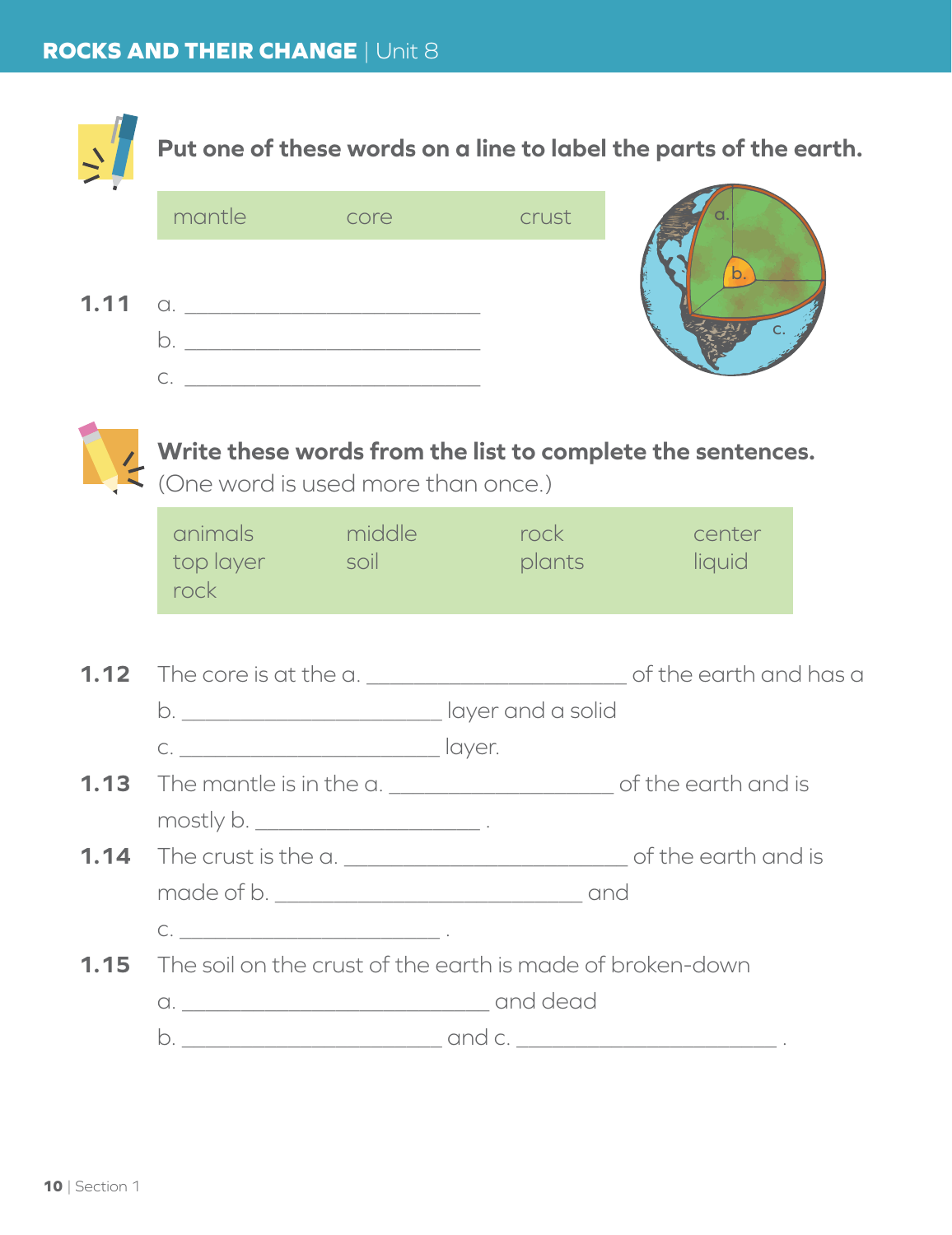**Put one of these words on a line to label the parts of the earth.**

| mantle | core | crust |
|---|---|---|

**1.11** a. ____________________

b. ____________________

c. ____________________

**Write these words from the list to complete the sentences.** (One word is used more than once.)

| animals | middle | rock | center |
|---|---|---|---|
| top layer | soil | plants | liquid |
| rock | | | |

**1.12** The core is at the a. ________________ of the earth and has a b. ________________ layer and a solid c. ________________ layer.

**1.13** The mantle is in the a. ________________ of the earth and is mostly b. ________________ .

**1.14** The crust is the a. ________________ of the earth and is made of b. ________________ and c. ________________ .

**1.15** The soil on the crust of the earth is made of broken-down a. ________________ and dead b. ________________ and c. ________________ .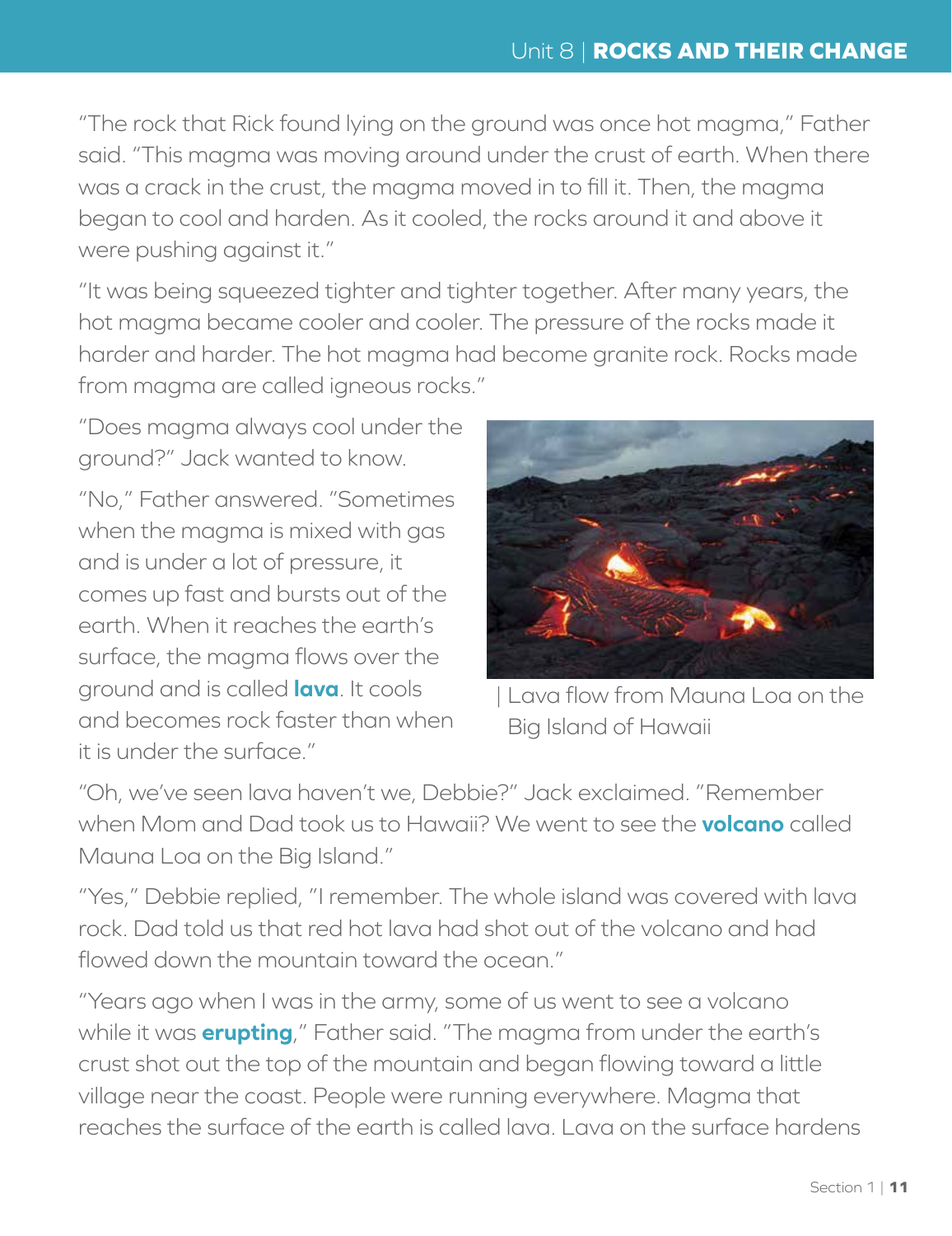"The rock that Rick found lying on the ground was once hot magma," Father said. "This magma was moving around under the crust of earth. When there was a crack in the crust, the magma moved in to fill it. Then, the magma began to cool and harden. As it cooled, the rocks around it and above it were pushing against it."

"It was being squeezed tighter and tighter together. After many years, the hot magma became cooler and cooler. The pressure of the rocks made it harder and harder. The hot magma had become granite rock. Rocks made from magma are called igneous rocks."

"Does magma always cool under the ground?" Jack wanted to know.

"No," Father answered. "Sometimes when the magma is mixed with gas and is under a lot of pressure, it comes up fast and bursts out of the earth. When it reaches the earth's surface, the magma flows over the ground and is called **lava**. It cools and becomes rock faster than when it is under the surface."

| Lava flow from Mauna Loa on the Big Island of Hawaii

"Oh, we've seen lava haven't we, Debbie?" Jack exclaimed. "Remember when Mom and Dad took us to Hawaii? We went to see the **volcano** called Mauna Loa on the Big Island."

"Yes," Debbie replied, "I remember. The whole island was covered with lava rock. Dad told us that red hot lava had shot out of the volcano and had flowed down the mountain toward the ocean."

"Years ago when I was in the army, some of us went to see a volcano while it was **erupting**," Father said. "The magma from under the earth's crust shot out the top of the mountain and began flowing toward a little village near the coast. People were running everywhere. Magma that reaches the surface of the earth is called lava. Lava on the surface hardens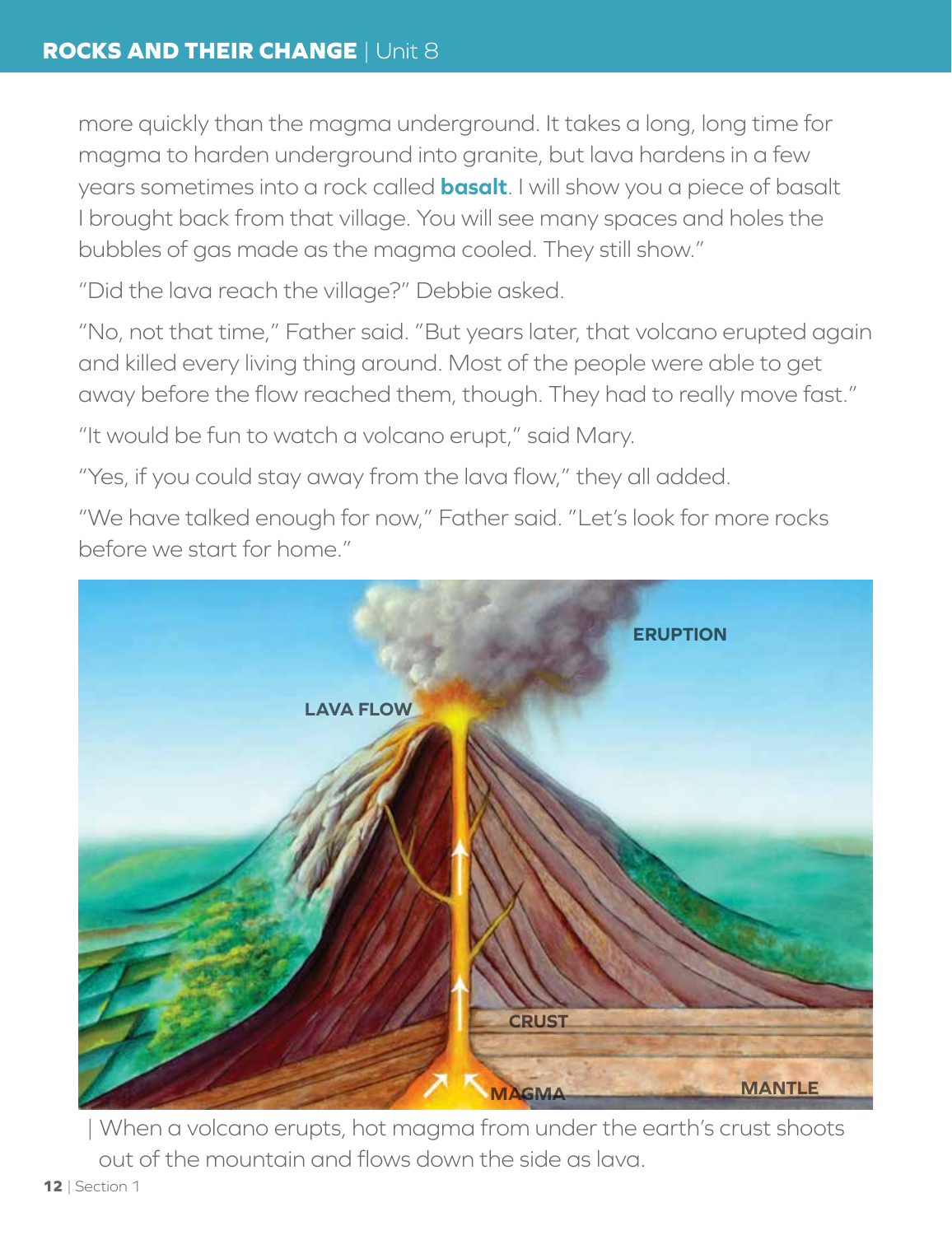more quickly than the magma underground. It takes a long, long time for magma to harden underground into granite, but lava hardens in a few years sometimes into a rock called **basalt**. I will show you a piece of basalt I brought back from that village. You will see many spaces and holes the bubbles of gas made as the magma cooled. They still show."

"Did the lava reach the village?" Debbie asked.

"No, not that time," Father said. "But years later, that volcano erupted again and killed every living thing around. Most of the people were able to get away before the flow reached them, though. They had to really move fast."

"It would be fun to watch a volcano erupt," said Mary.

"Yes, if you could stay away from the lava flow," they all added.

"We have talked enough for now," Father said. "Let's look for more rocks before we start for home."

| When a volcano erupts, hot magma from under the earth's crust shoots out of the mountain and flows down the side as lava.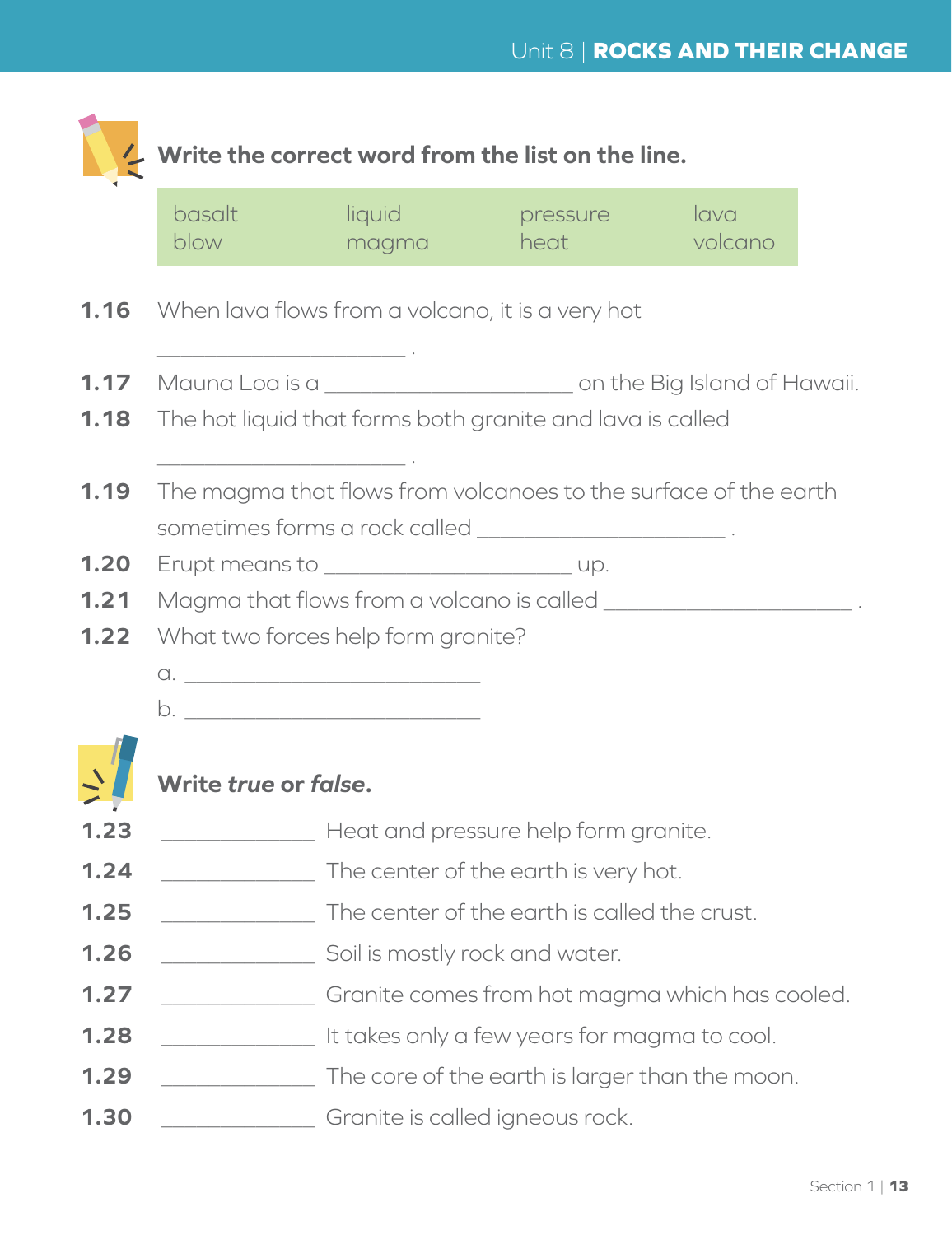**Write the correct word from the list on the line.**

| basalt | liquid | pressure | lava |
|---|---|---|---|
| blow | magma | heat | volcano |

**1.16** When lava flows from a volcano, it is a very hot ____________________ .

**1.17** Mauna Loa is a ____________________ on the Big Island of Hawaii.

**1.18** The hot liquid that forms both granite and lava is called ____________________ .

**1.19** The magma that flows from volcanoes to the surface of the earth sometimes forms a rock called ____________________ .

**1.20** Erupt means to ____________________ up.

**1.21** Magma that flows from a volcano is called ____________________ .

**1.22** What two forces help form granite?

a. ________________________

b. ________________________

**Write *true* or *false*.**

**1.23** ____________ Heat and pressure help form granite.

**1.24** ____________ The center of the earth is very hot.

**1.25** ____________ The center of the earth is called the crust.

**1.26** ____________ Soil is mostly rock and water.

**1.27** ____________ Granite comes from hot magma which has cooled.

**1.28** ____________ It takes only a few years for magma to cool.

**1.29** ____________ The core of the earth is larger than the moon.

**1.30** ____________ Granite is called igneous rock.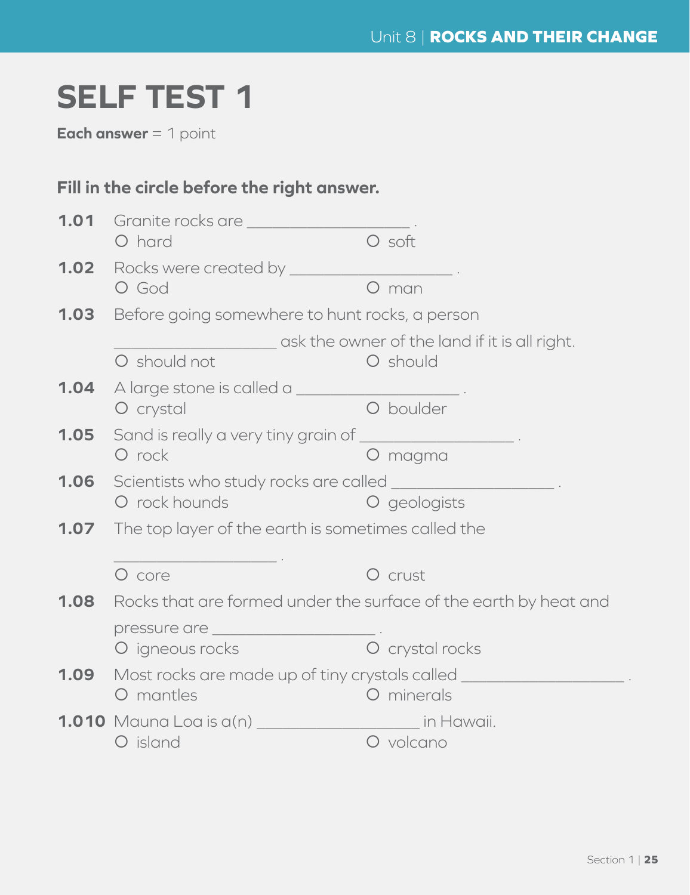# SELF TEST 1

**Each answer** = 1 point

### Fill in the circle before the right answer.

**1.01** Granite rocks are ________________ .
- O hard
- O soft

**1.02** Rocks were created by ________________ .
- O God
- O man

**1.03** Before going somewhere to hunt rocks, a person ________________ ask the owner of the land if it is all right.
- O should not
- O should

**1.04** A large stone is called a ________________ .
- O crystal
- O boulder

**1.05** Sand is really a very tiny grain of ________________ .
- O rock
- O magma

**1.06** Scientists who study rocks are called ________________ .
- O rock hounds
- O geologists

**1.07** The top layer of the earth is sometimes called the ________________ .
- O core
- O crust

**1.08** Rocks that are formed under the surface of the earth by heat and pressure are ________________ .
- O igneous rocks
- O crystal rocks

**1.09** Most rocks are made up of tiny crystals called ________________ .
- O mantles
- O minerals

**1.010** Mauna Loa is a(n) ________________ in Hawaii.
- O island
- O volcano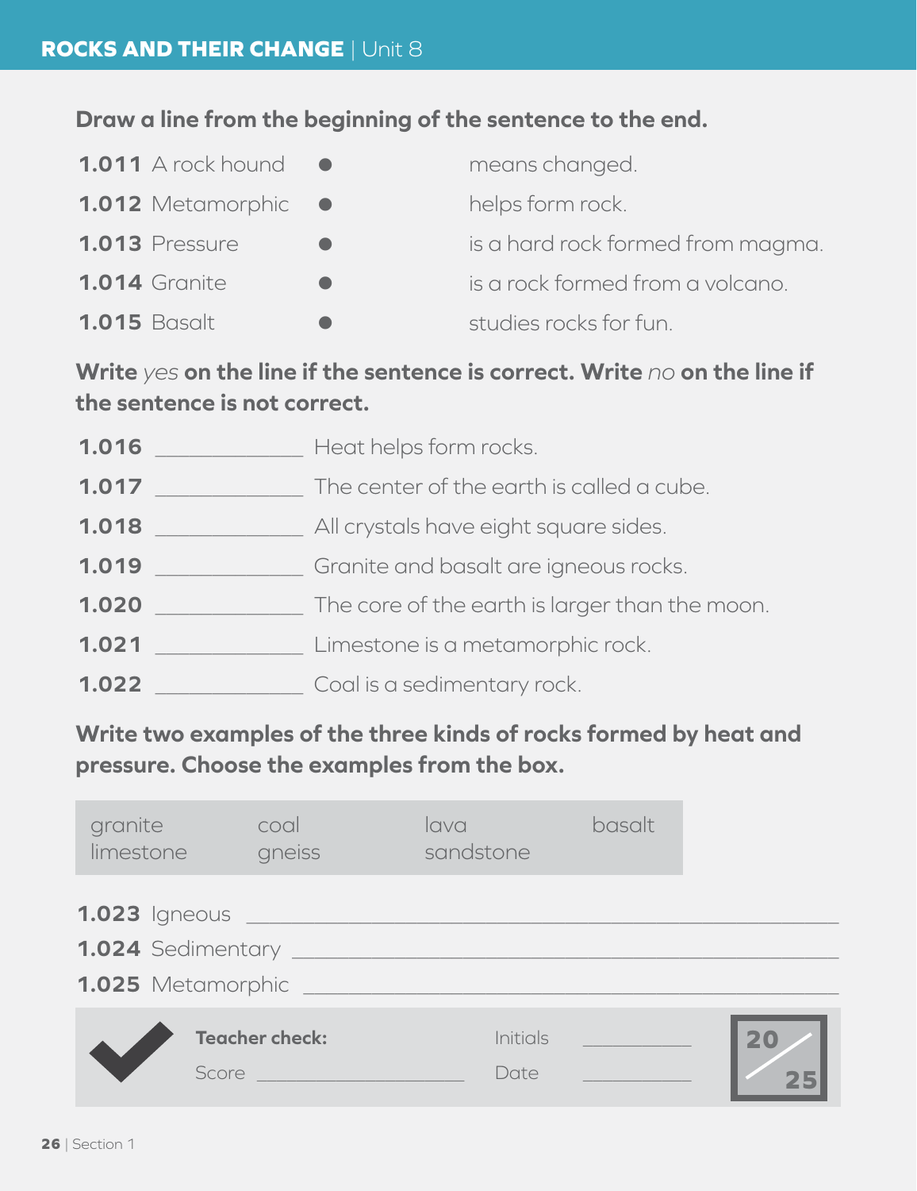**Draw a line from the beginning of the sentence to the end.**

| | | |
|---|---|---|
| **1.011** A rock hound | ● | means changed. |
| **1.012** Metamorphic | ● | helps form rock. |
| **1.013** Pressure | ● | is a hard rock formed from magma. |
| **1.014** Granite | ● | is a rock formed from a volcano. |
| **1.015** Basalt | ● | studies rocks for fun. |

**Write** *yes* **on the line if the sentence is correct. Write** *no* **on the line if the sentence is not correct.**

**1.016** ____________ Heat helps form rocks.

**1.017** ____________ The center of the earth is called a cube.

**1.018** ____________ All crystals have eight square sides.

**1.019** ____________ Granite and basalt are igneous rocks.

**1.020** ____________ The core of the earth is larger than the moon.

**1.021** ____________ Limestone is a metamorphic rock.

**1.022** ____________ Coal is a sedimentary rock.

**Write two examples of the three kinds of rocks formed by heat and pressure. Choose the examples from the box.**

| | | | |
|---|---|---|---|
| granite | coal | lava | basalt |
| limestone | gneiss | sandstone | |

**1.023** Igneous ______________________________________________

**1.024** Sedimentary ______________________________________________

**1.025** Metamorphic ______________________________________________

**Teacher check:** Initials ____________

Score ____________ Date ____________

20/25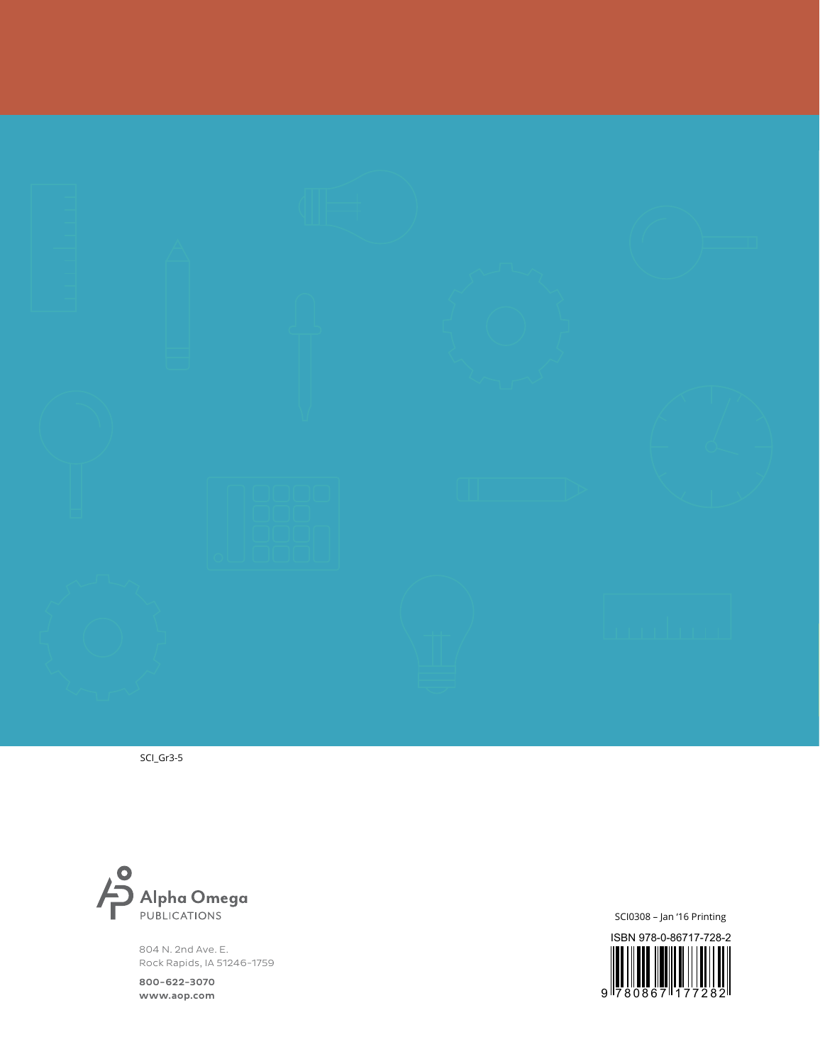SCI_Gr3-5

Alpha Omega
PUBLICATIONS

804 N. 2nd Ave. E.
Rock Rapids, IA 51246-1759

**800-622-3070**
**www.aop.com**

SCI0308 – Jan '16 Printing

ISBN 978-0-86717-728-2

9 780867 177282